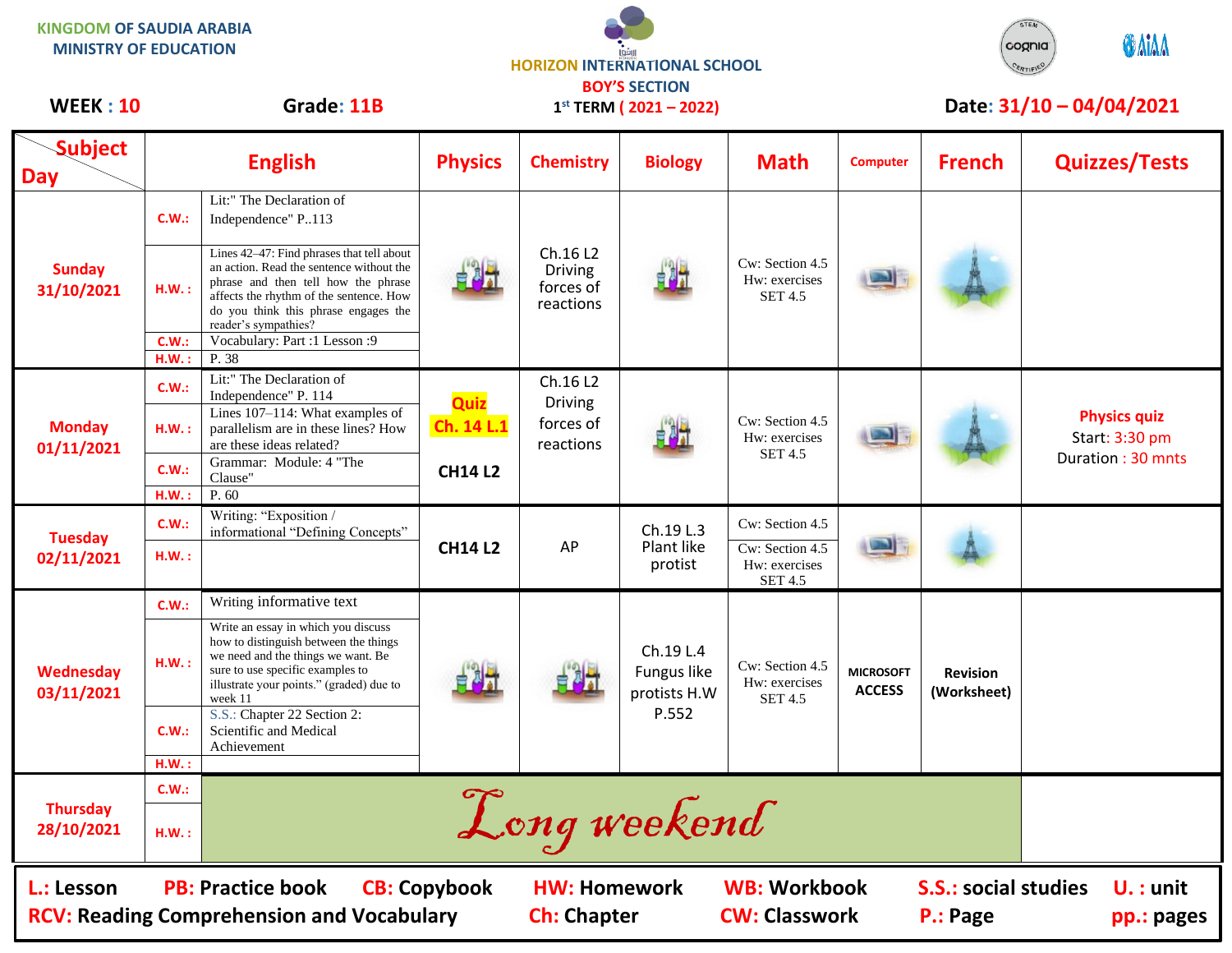KINGDOM OF SAUDIA ARABIA
MINISTRY OF EDUCATION

HORIZON INTERNATIONAL SCHOOL
BOY'S SECTION
1st TERM ( 2021 – 2022)

WEEK : 10 | Grade: 11B | Date: 31/10 – 04/04/2021

| Subject / Day | | English | Physics | Chemistry | Biology | Math | Computer | French | Quizzes/Tests |
|---|---|---|---|---|---|---|---|---|---|
| Sunday 31/10/2021 | C.W.: | Lit:" The Declaration of Independence" P..113 | | Ch.16 L2 Driving forces of reactions | | Cw: Section 4.5 Hw: exercises SET 4.5 | | | |
| | H.W. : | Lines 42–47: Find phrases that tell about an action. Read the sentence without the phrase and then tell how the phrase affects the rhythm of the sentence. How do you think this phrase engages the reader's sympathies? | | | | | | | |
| | C.W.: | Vocabulary: Part :1 Lesson :9 | | | | | | | |
| | H.W. : | P. 38 | | | | | | | |
| Monday 01/11/2021 | C.W.: | Lit:" The Declaration of Independence" P. 114 | Quiz Ch. 14 L.1 | Ch.16 L2 Driving forces of reactions | | Cw: Section 4.5 Hw: exercises SET 4.5 | | | Physics quiz Start: 3:30 pm Duration : 30 mnts |
| | H.W. : | Lines 107–114: What examples of parallelism are in these lines? How are these ideas related? | | | | | | | |
| | C.W.: | Grammar: Module: 4 "The Clause" | CH14 L2 | | | | | | |
| | H.W. : | P. 60 | | | | | | | |
| Tuesday 02/11/2021 | C.W.: | Writing: "Exposition / informational "Defining Concepts" | CH14 L2 | AP | Ch.19 L.3 Plant like protist | Cw: Section 4.5 | | | |
| | H.W. : | | | | | Cw: Section 4.5 Hw: exercises SET 4.5 | | | |
| Wednesday 03/11/2021 | C.W.: | Writing informative text | | | Ch.19 L.4 Fungus like protists H.W P.552 | Cw: Section 4.5 Hw: exercises SET 4.5 | MICROSOFT ACCESS | Revision (Worksheet) | |
| | H.W. : | Write an essay in which you discuss how to distinguish between the things we need and the things we want. Be sure to use specific examples to illustrate your points." (graded) due to week 11 | | | | | | | |
| | C.W.: | S.S.: Chapter 22 Section 2: Scientific and Medical Achievement | | | | | | | |
| | H.W. : | | | | | | | | |
| Thursday 28/10/2021 | C.W.: | Long weekend | | | | | | | |
| | H.W. : | | | | | | | | |

**L.:** Lesson **PB:** Practice book **CB:** Copybook **HW:** Homework **WB:** Workbook **S.S.:** social studies **U. :** unit
**RCV:** Reading Comprehension and Vocabulary **Ch:** Chapter **CW:** Classwork **P.:** Page **pp.:** pages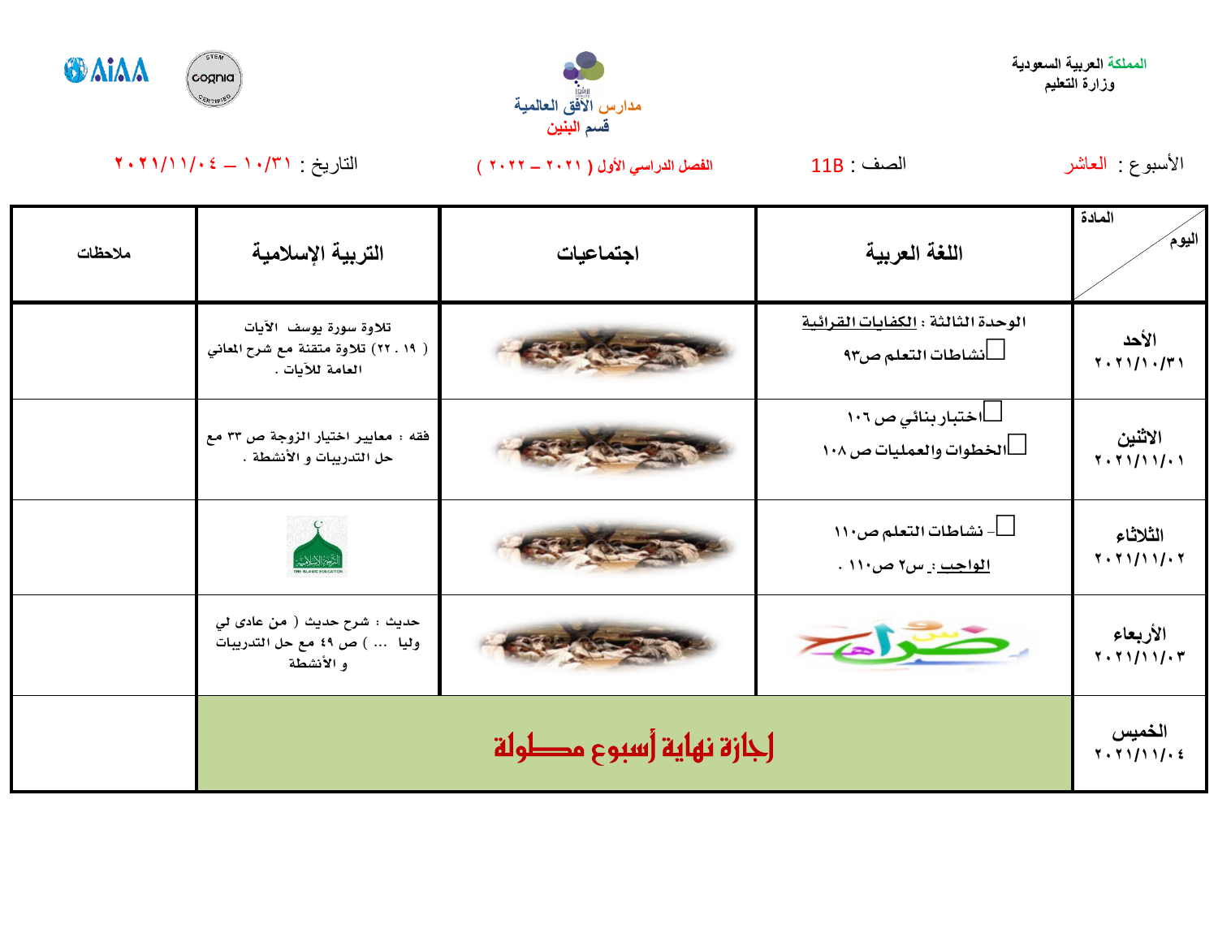المملكة العربية السعودية
وزارة التعليم

مدارس الأفق العالمية
قسم البنين

الأسبوع : العاشر الصف : 11B الفصل الدراسي الأول ( ٢٠٢١ – ٢٠٢٢ ) التاريخ : ١٠/٣١ – ٢٠٢١/١١/٠٤

| المادة / اليوم | اللغة العربية | اجتماعيات | التربية الإسلامية | ملاحظات |
|---|---|---|---|---|
| الأحد ٢٠٢١/١٠/٣١ | الوحدة الثالثة : الكفايات القرائية<br>☐نشاطات التعلم ص٩٣ | | تلاوة سورة يوسف الآيات ( ١٩ . ٢٢) تلاوة متقنة مع شرح المعاني العامة للآيات . | |
| الاثنين ٢٠٢١/١١/٠١ | ☐اختبار بنائي ص ١٠٦<br>☐الخطوات والعمليات ص ١٠٨ | | فقه : معايير اختيار الزوجة ص ٣٣ مع حل التدريبات و الأنشطة . | |
| الثلاثاء ٢٠٢١/١١/٠٢ | ☐- نشاطات التعلم ص١١٠<br>الواجب : س٢ ص١١٠ . | | | |
| الأربعاء ٢٠٢١/١١/٠٣ | | | حديث : شرح حديث ( من عادى لي وليا ... ) ص ٤٩ مع حل التدريبات و الأنشطة | |
| الخميس ٢٠٢١/١١/٠٤ | إجازة نهاية أسبوع مطولة | | | |